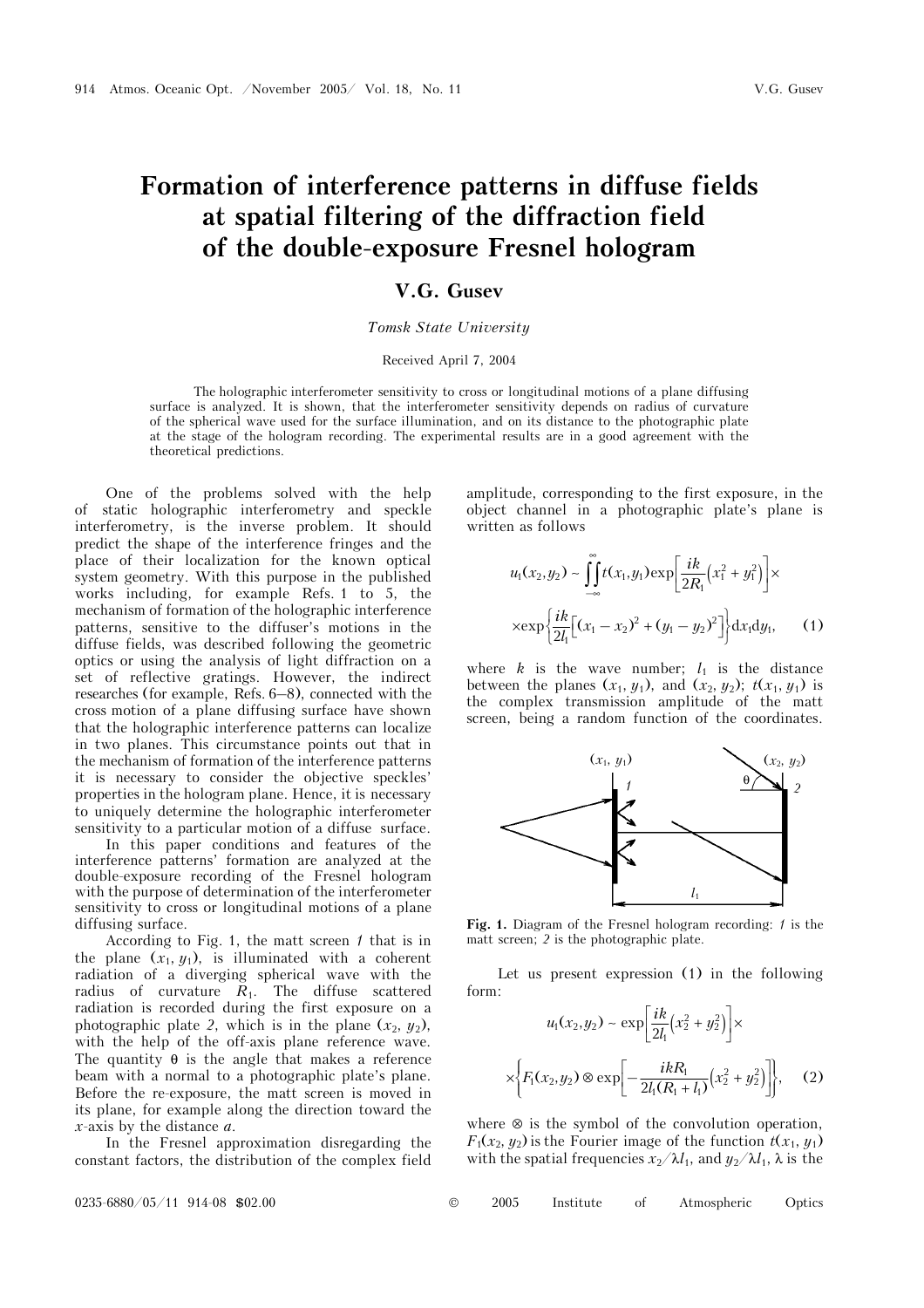# Formation of interference patterns in diffuse fields at spatial filtering of the diffraction field of the double-exposure Fresnel hologram

## V.G. Gusev

*Tomsk State University*

Received April 7, 2004

The holographic interferometer sensitivity to cross or longitudinal motions of a plane diffusing surface is analyzed. It is shown, that the interferometer sensitivity depends on radius of curvature of the spherical wave used for the surface illumination, and on its distance to the photographic plate at the stage of the hologram recording. The experimental results are in a good agreement with the theoretical predictions.

One of the problems solved with the help of static holographic interferometry and speckle interferometry, is the inverse problem. It should predict the shape of the interference fringes and the place of their localization for the known optical system geometry. With this purpose in the published works including, for example Refs. 1 to 5, the mechanism of formation of the holographic interference patterns, sensitive to the diffuser's motions in the diffuse fields, was described following the geometric optics or using the analysis of light diffraction on a set of reflective gratings. However, the indirect researches (for example, Refs. 6–8), connected with the cross motion of a plane diffusing surface have shown that the holographic interference patterns can localize in two planes. This circumstance points out that in the mechanism of formation of the interference patterns it is necessary to consider the objective speckles' properties in the hologram plane. Hence, it is necessary to uniquely determine the holographic interferometer sensitivity to a particular motion of a diffuse surface.

In this paper conditions and features of the interference patterns' formation are analyzed at the double-exposure recording of the Fresnel hologram with the purpose of determination of the interferometer sensitivity to cross or longitudinal motions of a plane diffusing surface.

According to Fig. 1, the matt screen *1* that is in the plane $(x_1, y_1)$, is illuminated with a coherent radiation of a diverging spherical wave with the radius of curvature $R_1$. The diffuse scattered radiation is recorded during the first exposure on a photographic plate *2*, which is in the plane $(x_2, y_2)$, with the help of the off-axis plane reference wave. The quantity $\theta$ is the angle that makes a reference beam with a normal to a photographic plate's plane. Before the re-exposure, the matt screen is moved in its plane, for example along the direction toward the $x$-axis by the distance $a$.

In the Fresnel approximation disregarding the constant factors, the distribution of the complex field amplitude, corresponding to the first exposure, in the object channel in a photographic plate's plane is written as follows

$$u_1(x_2, y_2) \sim \iint\limits_{-\infty}^{\infty} t(x_1, y_1) \exp\left[\frac{ik}{2R_1}\left(x_1^2 + y_1^2\right)\right] \times$$
$$\times \exp\left\{\frac{ik}{2l_1}\left[(x_1 - x_2)^2 + (y_1 - y_2)^2\right]\right\} dx_1 dy_1, \qquad (1)$$

where $k$ is the wave number; $l_1$ is the distance between the planes $(x_1, y_1)$, and $(x_2, y_2)$; $t(x_1, y_1)$ is the complex transmission amplitude of the matt screen, being a random function of the coordinates.

**Fig. 1.** Diagram of the Fresnel hologram recording: *1* is the matt screen; *2* is the photographic plate.

Let us present expression (1) in the following form:

$$u_1(x_2, y_2) \sim \exp\left[\frac{ik}{2l_1}\left(x_2^2 + y_2^2\right)\right] \times$$
$$\times \left\{F_1(x_2, y_2) \otimes \exp\left[-\frac{ikR_1}{2l_1(R_1 + l_1)}\left(x_2^2 + y_2^2\right)\right]\right\}, \qquad (2)$$

where $\otimes$ is the symbol of the convolution operation, $F_1(x_2, y_2)$ is the Fourier image of the function $t(x_1, y_1)$ with the spatial frequencies $x_2/\lambda l_1$, and $y_2/\lambda l_1$, $\lambda$ is the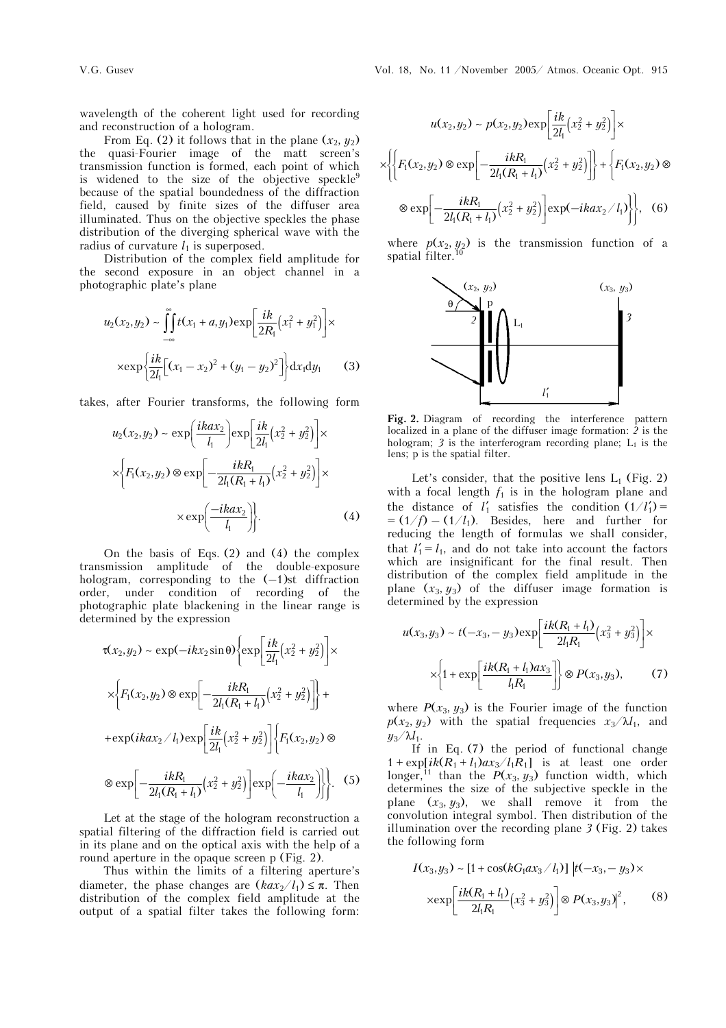wavelength of the coherent light used for recording and reconstruction of a hologram.

From Eq. (2) it follows that in the plane $(x_2, y_2)$ the quasi-Fourier image of the matt screen's transmission function is formed, each point of which is widened to the size of the objective speckle[9] because of the spatial boundedness of the diffraction field, caused by finite sizes of the diffuser area illuminated. Thus on the objective speckles the phase distribution of the diverging spherical wave with the radius of curvature $l_1$ is superposed.

Distribution of the complex field amplitude for the second exposure in an object channel in a photographic plate's plane

$$u_2(x_2,y_2) \sim \iint\limits_{-\infty}^{\infty} t(x_1 + a, y_1)\exp\left[\frac{ik}{2R_1}\left(x_1^2 + y_1^2\right)\right]\times$$
$$\times\exp\left\{\frac{ik}{2l_1}\left[(x_1 - x_2)^2 + (y_1 - y_2)^2\right]\right\}\mathrm{d}x_1\mathrm{d}y_1 \qquad (3)$$

takes, after Fourier transforms, the following form

$$u_2(x_2,y_2) \sim \exp\left(\frac{ikax_2}{l_1}\right)\exp\left[\frac{ik}{2l_1}\left(x_2^2 + y_2^2\right)\right]\times$$
$$\times\left\{F_1(x_2,y_2) \otimes \exp\left[-\frac{ikR_1}{2l_1(R_1 + l_1)}\left(x_2^2 + y_2^2\right)\right]\times\right.$$
$$\left.\times\exp\left(\frac{-ikax_2}{l_1}\right)\right\}. \qquad (4)$$

On the basis of Eqs. (2) and (4) the complex transmission amplitude of the double-exposure hologram, corresponding to the (–1)st diffraction order, under condition of recording of the photographic plate blackening in the linear range is determined by the expression

$$\tau(x_2,y_2) \sim \exp(-ikx_2\sin\theta)\left\{\exp\left[\frac{ik}{2l_1}\left(x_2^2 + y_2^2\right)\right]\times\right.$$
$$\times\left\{F_1(x_2,y_2) \otimes \exp\left[-\frac{ikR_1}{2l_1(R_1 + l_1)}\left(x_2^2 + y_2^2\right)\right]\right\} +$$
$$+\exp(ikax_2/l_1)\exp\left[\frac{ik}{2l_1}\left(x_2^2 + y_2^2\right)\right]\left\{F_1(x_2,y_2) \otimes\right.$$
$$\left.\left.\otimes\exp\left[-\frac{ikR_1}{2l_1(R_1 + l_1)}\left(x_2^2 + y_2^2\right)\right]\exp\left(-\frac{ikax_2}{l_1}\right)\right\}\right\}. \qquad (5)$$

Let at the stage of the hologram reconstruction a spatial filtering of the diffraction field is carried out in its plane and on the optical axis with the help of a round aperture in the opaque screen p (Fig. 2).

Thus within the limits of a filtering aperture's diameter, the phase changes are $(kax_2/l_1) \le \pi$. Then distribution of the complex field amplitude at the output of a spatial filter takes the following form:

$$u(x_2,y_2) \sim p(x_2,y_2)\exp\left[\frac{ik}{2l_1}\left(x_2^2 + y_2^2\right)\right]\times$$
$$\times\left\{\left\{F_1(x_2,y_2) \otimes \exp\left[-\frac{ikR_1}{2l_1(R_1 + l_1)}\left(x_2^2 + y_2^2\right)\right]\right\} + \left\{F_1(x_2,y_2) \otimes\right.\right.$$
$$\left.\left.\otimes\exp\left[-\frac{ikR_1}{2l_1(R_1 + l_1)}\left(x_2^2 + y_2^2\right)\right]\exp(-ikax_2/l_1)\right\}\right\}, \quad (6)$$

where $p(x_2, y_2)$ is the transmission function of a spatial filter.[10]

**Fig. 2.** Diagram of recording the interference pattern localized in a plane of the diffuser image formation: *2* is the hologram; *3* is the interferogram recording plane; $L_1$ is the lens; p is the spatial filter.

Let's consider, that the positive lens $L_1$ (Fig. 2) with a focal length $f_1$ is in the hologram plane and the distance of $l_1'$ satisfies the condition $(1/l_1') = (1/f) - (1/l_1)$. Besides, here and further for reducing the length of formulas we shall consider, that $l_1' = l_1$, and do not take into account the factors which are insignificant for the final result. Then distribution of the complex field amplitude in the plane $(x_3, y_3)$ of the diffuser image formation is determined by the expression

$$u(x_3,y_3) \sim t(-x_3,-y_3)\exp\left[\frac{ik(R_1 + l_1)}{2l_1R_1}\left(x_3^2 + y_3^2\right)\right]\times$$
$$\times\left\{1 + \exp\left[\frac{ik(R_1 + l_1)ax_3}{l_1R_1}\right]\right\} \otimes P(x_3,y_3), \qquad (7)$$

where $P(x_3, y_3)$ is the Fourier image of the function $p(x_2, y_2)$ with the spatial frequencies $x_3/\lambda l_1$, and $y_3/\lambda l_1$.

If in Eq. (7) the period of functional change $1 + \exp[ik(R_1 + l_1)ax_3/l_1R_1]$ is at least one order longer,[11] than the $P(x_3, y_3)$ function width, which determines the size of the subjective speckle in the plane $(x_3, y_3)$, we shall remove it from the convolution integral symbol. Then distribution of the illumination over the recording plane *3* (Fig. 2) takes the following form

$$I(x_3,y_3) \sim [1 + \cos(kG_1ax_3/l_1)]\left|t(-x_3,-y_3)\times\right.$$
$$\left.\times\exp\left[\frac{ik(R_1 + l_1)}{2l_1R_1}\left(x_3^2 + y_3^2\right)\right] \otimes P(x_3,y_3)\right|^2, \qquad (8)$$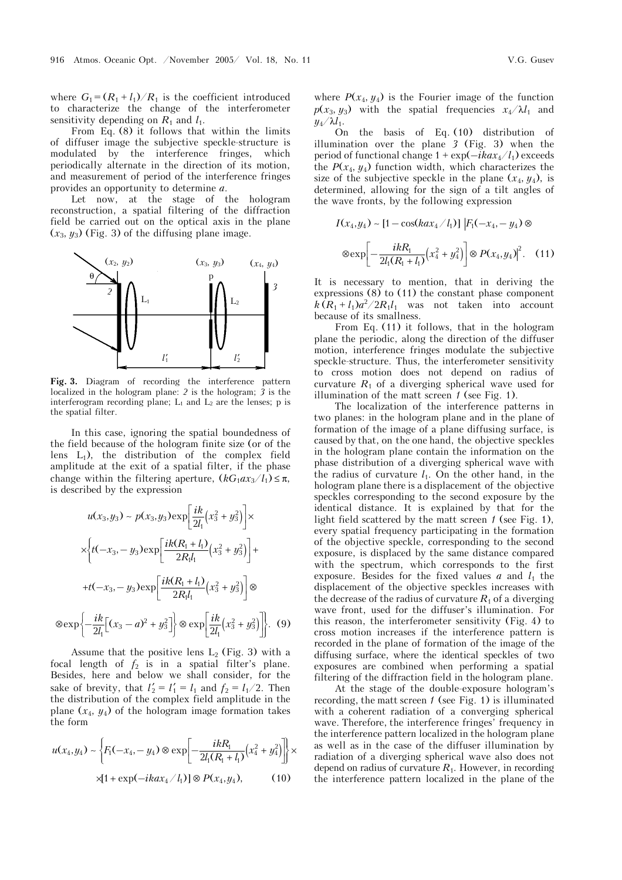where $G_1 = (R_1 + l_1)/R_1$ is the coefficient introduced to characterize the change of the interferometer sensitivity depending on $R_1$ and $l_1$.

From Eq. (8) it follows that within the limits of diffuser image the subjective speckle-structure is modulated by the interference fringes, which periodically alternate in the direction of its motion, and measurement of period of the interference fringes provides an opportunity to determine $a$.

Let now, at the stage of the hologram reconstruction, a spatial filtering of the diffraction field be carried out on the optical axis in the plane $(x_3, y_3)$ (Fig. 3) of the diffusing plane image.

**Fig. 3.** Diagram of recording the interference pattern localized in the hologram plane: *2* is the hologram; *3* is the interferogram recording plane; $L_1$ and $L_2$ are the lenses; p is the spatial filter.

In this case, ignoring the spatial boundedness of the field because of the hologram finite size (or of the lens $L_1$), the distribution of the complex field amplitude at the exit of a spatial filter, if the phase change within the filtering aperture, $(kG_1ax_3/l_1) \le \pi$, is described by the expression

$$u(x_3, y_3) \sim p(x_3, y_3)\exp\left[\frac{ik}{2l_1}\left(x_3^2 + y_3^2\right)\right] \times \left\{t(-x_3, -y_3)\exp\left[\frac{ik(R_1 + l_1)}{2R_1 l_1}\left(x_3^2 + y_3^2\right)\right] + t(-x_3, -y_3)\exp\left[\frac{ik(R_1 + l_1)}{2R_1 l_1}\left(x_3^2 + y_3^2\right)\right] \otimes \exp\left\{-\frac{ik}{2l_1}\left[(x_3 - a)^2 + y_3^2\right]\right\} \otimes \exp\left[\frac{ik}{2l_1}\left(x_3^2 + y_3^2\right)\right]\right\}. \quad (9)$$

Assume that the positive lens $L_2$ (Fig. 3) with a focal length of $f_2$ is in a spatial filter's plane. Besides, here and below we shall consider, for the sake of brevity, that $l_2' = l_1' = l_1$ and $f_2 = l_1/2$. Then the distribution of the complex field amplitude in the plane $(x_4, y_4)$ of the hologram image formation takes the form

$$u(x_4, y_4) \sim \left\{F_1(-x_4, -y_4) \otimes \exp\left[-\frac{ikR_1}{2l_1(R_1 + l_1)}\left(x_4^2 + y_4^2\right)\right]\right\} \times [1 + \exp(-ikax_4/l_1)] \otimes P(x_4, y_4), \quad (10)$$

where $P(x_4, y_4)$ is the Fourier image of the function $p(x_3, y_3)$ with the spatial frequencies $x_4/\lambda l_1$ and $y_4/\lambda l_1$.

On the basis of Eq. (10) distribution of illumination over the plane *3* (Fig. 3) when the period of functional change $1 + \exp(-ikax_4/l_1)$ exceeds the $P(x_4, y_4)$ function width, which characterizes the size of the subjective speckle in the plane $(x_4, y_4)$, is determined, allowing for the sign of a tilt angles of the wave fronts, by the following expression

$$I(x_4, y_4) \sim [1 - \cos(kax_4/l_1)]\left|F_1(-x_4, -y_4) \otimes \exp\left[-\frac{ikR_1}{2l_1(R_1 + l_1)}\left(x_4^2 + y_4^2\right)\right] \otimes P(x_4, y_4)\right|^2. \quad (11)$$

It is necessary to mention, that in deriving the expressions (8) to (11) the constant phase component $k(R_1 + l_1)a^2/2R_1 l_1$ was not taken into account because of its smallness.

From Eq. (11) it follows, that in the hologram plane the periodic, along the direction of the diffuser motion, interference fringes modulate the subjective speckle-structure. Thus, the interferometer sensitivity to cross motion does not depend on radius of curvature $R_1$ of a diverging spherical wave used for illumination of the matt screen *1* (see Fig. 1).

The localization of the interference patterns in two planes: in the hologram plane and in the plane of formation of the image of a plane diffusing surface, is caused by that, on the one hand, the objective speckles in the hologram plane contain the information on the phase distribution of a diverging spherical wave with the radius of curvature $l_1$. On the other hand, in the hologram plane there is a displacement of the objective speckles corresponding to the second exposure by the identical distance. It is explained by that for the light field scattered by the matt screen *1* (see Fig. 1), every spatial frequency participating in the formation of the objective speckle, corresponding to the second exposure, is displaced by the same distance compared with the spectrum, which corresponds to the first exposure. Besides for the fixed values $a$ and $l_1$ the displacement of the objective speckles increases with the decrease of the radius of curvature $R_1$ of a diverging wave front, used for the diffuser's illumination. For this reason, the interferometer sensitivity (Fig. 4) to cross motion increases if the interference pattern is recorded in the plane of formation of the image of the diffusing surface, where the identical speckles of two exposures are combined when performing a spatial filtering of the diffraction field in the hologram plane.

At the stage of the double-exposure hologram's recording, the matt screen *1* (see Fig. 1) is illuminated with a coherent radiation of a converging spherical wave. Therefore, the interference fringes' frequency in the interference pattern localized in the hologram plane as well as in the case of the diffuser illumination by radiation of a diverging spherical wave also does not depend on radius of curvature $R_1$. However, in recording the interference pattern localized in the plane of the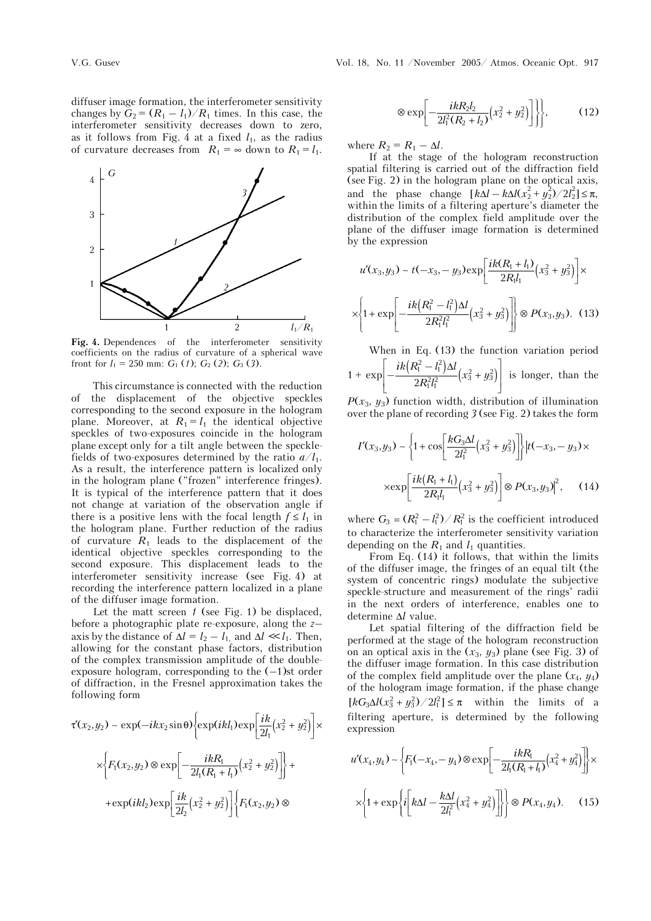diffuser image formation, the interferometer sensitivity changes by $G_2 = (R_1 - l_1)/R_1$ times. In this case, the interferometer sensitivity decreases down to zero, as it follows from Fig. 4 at a fixed $l_1$, as the radius of curvature decreases from $R_1 = \infty$ down to $R_1 = l_1$.

**Fig. 4.** Dependences of the interferometer sensitivity coefficients on the radius of curvature of a spherical wave front for $l_1 = 250$ mm: $G_1$ (*1*); $G_2$ (*2*); $G_3$ (*3*).

This circumstance is connected with the reduction of the displacement of the objective speckles corresponding to the second exposure in the hologram plane. Moreover, at $R_1 = l_1$ the identical objective speckles of two-exposures coincide in the hologram plane except only for a tilt angle between the speckle-fields of two-exposures determined by the ratio $a/l_1$. As a result, the interference pattern is localized only in the hologram plane ("frozen" interference fringes). It is typical of the interference pattern that it does not change at variation of the observation angle if there is a positive lens with the focal length $f \leq l_1$ in the hologram plane. Further reduction of the radius of curvature $R_1$ leads to the displacement of the identical objective speckles corresponding to the second exposure. This displacement leads to the interferometer sensitivity increase (see Fig. 4) at recording the interference pattern localized in a plane of the diffuser image formation.

Let the matt screen *1* (see Fig. 1) be displaced, before a photographic plate re-exposure, along the $z$-axis by the distance of $\Delta l = l_2 - l_1$ and $\Delta l \ll l_1$. Then, allowing for the constant phase factors, distribution of the complex transmission amplitude of the double-exposure hologram, corresponding to the (–1)st order of diffraction, in the Fresnel approximation takes the following form

$$\tau'(x_2, y_2) \sim \exp(-ikx_2 \sin\theta)\left\{\exp(ikl_1)\exp\left[\frac{ik}{2l_1}\left(x_2^2 + y_2^2\right)\right]\times\right.$$

$$\times\left\{F_1(x_2, y_2) \otimes \exp\left[-\frac{ikR_1}{2l_1(R_1 + l_1)}\left(x_2^2 + y_2^2\right)\right]\right\} +$$

$$+\exp(ikl_2)\exp\left[\frac{ik}{2l_2}\left(x_2^2 + y_2^2\right)\right]\left\{F_1(x_2, y_2) \otimes\right.$$

$$\left.\left.\otimes \exp\left[-\frac{ikR_2 l_2}{2l_1^2(R_2 + l_2)}\left(x_2^2 + y_2^2\right)\right]\right\}\right\}, \qquad (12)$$

where $R_2 = R_1 - \Delta l$.

If at the stage of the hologram reconstruction spatial filtering is carried out of the diffraction field (see Fig. 2) in the hologram plane on the optical axis, and the phase change $[k\Delta l - k\Delta l(x_2^2 + y_2^2)/2l_2^2] \leq \pi$, within the limits of a filtering aperture's diameter the distribution of the complex field amplitude over the plane of the diffuser image formation is determined by the expression

$$u'(x_3, y_3) \sim t(-x_3, -y_3)\exp\left[\frac{ik(R_1 + l_1)}{2R_1 l_1}\left(x_3^2 + y_3^2\right)\right]\times$$

$$\times\left\{1 + \exp\left[-\frac{ik\left(R_1^2 - l_1^2\right)\Delta l}{2R_1^2 l_1^2}\left(x_3^2 + y_3^2\right)\right]\right\} \otimes P(x_3, y_3). \quad (13)$$

When in Eq. (13) the function variation period $1 + \exp\left[-\frac{ik\left(R_1^2 - l_1^2\right)\Delta l}{2R_1^2 l_1^2}\left(x_3^2 + y_3^2\right)\right]$ is longer, than the $P(x_3, y_3)$ function width, distribution of illumination over the plane of recording *3* (see Fig. 2) takes the form

$$I'(x_3, y_3) \sim \left\{1 + \cos\left[\frac{kG_3\Delta l}{2l_1^2}\left(x_3^2 + y_3^2\right)\right]\right\}\left|t(-x_3, -y_3)\times\right.$$

$$\left.\times\exp\left[\frac{ik(R_1 + l_1)}{2R_1 l_1}\left(x_3^2 + y_3^2\right)\right] \otimes P(x_3, y_3)\right|^2, \qquad (14)$$

where $G_3 = (R_1^2 - l_1^2)/R_1^2$ is the coefficient introduced to characterize the interferometer sensitivity variation depending on the $R_1$ and $l_1$ quantities.

From Eq. (14) it follows, that within the limits of the diffuser image, the fringes of an equal tilt (the system of concentric rings) modulate the subjective speckle-structure and measurement of the rings' radii in the next orders of interference, enables one to determine $\Delta l$ value.

Let spatial filtering of the diffraction field be performed at the stage of the hologram reconstruction on an optical axis in the $(x_3, y_3)$ plane (see Fig. 3) of the diffuser image formation. In this case distribution of the complex field amplitude over the plane $(x_4, y_4)$ of the hologram image formation, if the phase change $[kG_3\Delta l(x_3^2 + y_3^2)/2l_1^2] \leq \pi$ within the limits of a filtering aperture, is determined by the following expression

$$u'(x_4, y_4) \sim \left\{F_1(-x_4, -y_4) \otimes \exp\left[-\frac{ikR_1}{2l_1(R_1 + l_1)}\left(x_4^2 + y_4^2\right)\right]\right\}\times$$

$$\times\left\{1 + \exp\left\{i\left[k\Delta l - \frac{k\Delta l}{2l_1^2}\left(x_4^2 + y_4^2\right)\right]\right\}\right\} \otimes P(x_4, y_4). \qquad (15)$$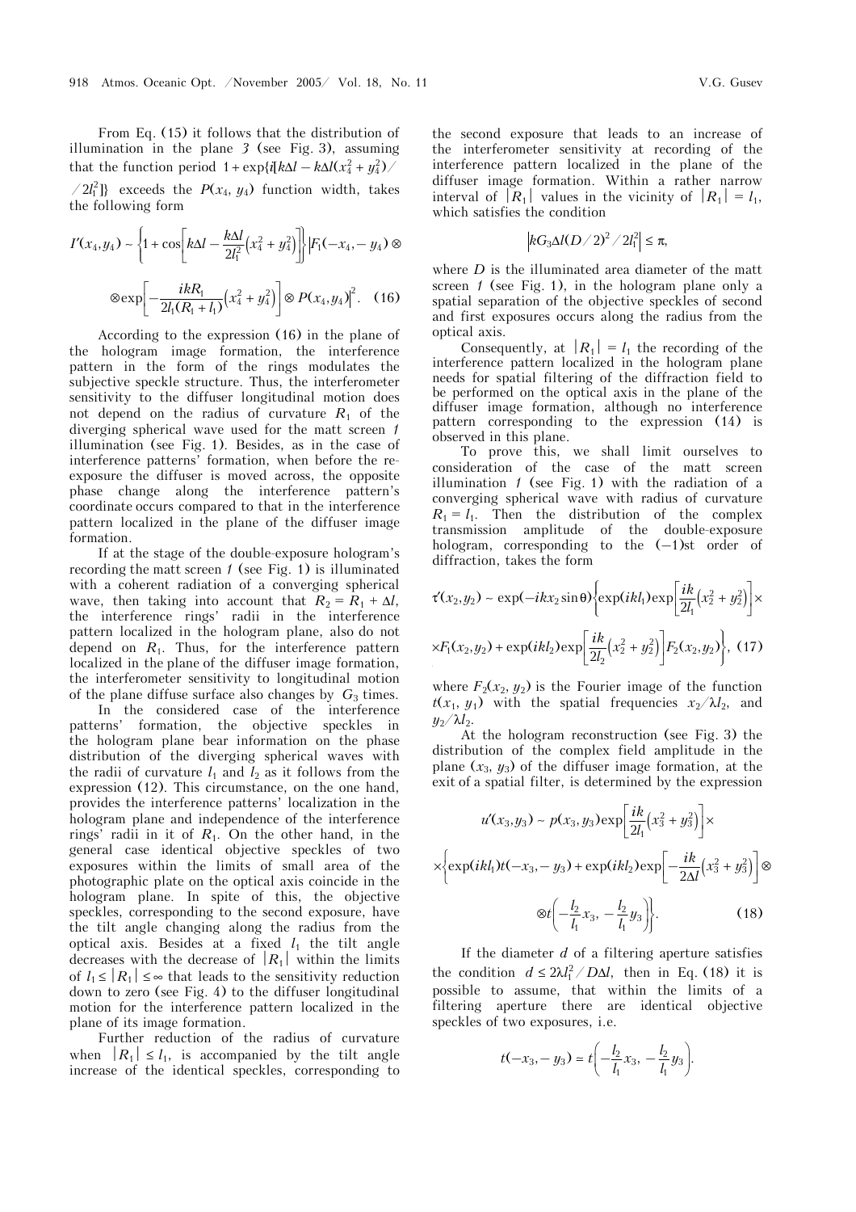From Eq. (15) it follows that the distribution of illumination in the plane *3* (see Fig. 3), assuming that the function period $1 + \exp\{i[k\Delta l - k\Delta l(x_4^2 + y_4^2)/2l_1^2]\}$ exceeds the $P(x_4, y_4)$ function width, takes the following form

$$I'(x_4, y_4) \sim \left\{1 + \cos\left[k\Delta l - \frac{k\Delta l}{2l_1^2}\left(x_4^2 + y_4^2\right)\right]\right\}\left|F_1(-x_4, -y_4) \otimes \otimes \exp\left[-\frac{ikR_1}{2l_1(R_1 + l_1)}\left(x_4^2 + y_4^2\right)\right] \otimes P(x_4, y_4)\right|^2. \quad (16)$$

According to the expression (16) in the plane of the hologram image formation, the interference pattern in the form of the rings modulates the subjective speckle structure. Thus, the interferometer sensitivity to the diffuser longitudinal motion does not depend on the radius of curvature $R_1$ of the diverging spherical wave used for the matt screen *1* illumination (see Fig. 1). Besides, as in the case of interference patterns' formation, when before the re-exposure the diffuser is moved across, the opposite phase change along the interference pattern's coordinate occurs compared to that in the interference pattern localized in the plane of the diffuser image formation.

If at the stage of the double-exposure hologram's recording the matt screen *1* (see Fig. 1) is illuminated with a coherent radiation of a converging spherical wave, then taking into account that $R_2 = R_1 + \Delta l$, the interference rings' radii in the interference pattern localized in the hologram plane, also do not depend on $R_1$. Thus, for the interference pattern localized in the plane of the diffuser image formation, the interferometer sensitivity to longitudinal motion of the plane diffuse surface also changes by $G_3$ times.

In the considered case of the interference patterns' formation, the objective speckles in the hologram plane bear information on the phase distribution of the diverging spherical waves with the radii of curvature $l_1$ and $l_2$ as it follows from the expression (12). This circumstance, on the one hand, provides the interference patterns' localization in the hologram plane and independence of the interference rings' radii in it of $R_1$. On the other hand, in the general case identical objective speckles of two exposures within the limits of small area of the photographic plate on the optical axis coincide in the hologram plane. In spite of this, the objective speckles, corresponding to the second exposure, have the tilt angle changing along the radius from the optical axis. Besides at a fixed $l_1$ the tilt angle decreases with the decrease of $|R_1|$ within the limits of $l_1 \le |R_1| \le \infty$ that leads to the sensitivity reduction down to zero (see Fig. 4) to the diffuser longitudinal motion for the interference pattern localized in the plane of its image formation.

Further reduction of the radius of curvature when $|R_1| \le l_1$, is accompanied by the tilt angle increase of the identical speckles, corresponding to the second exposure that leads to an increase of the interferometer sensitivity at recording of the interference pattern localized in the plane of the diffuser image formation. Within a rather narrow interval of $|R_1|$ values in the vicinity of $|R_1| = l_1$, which satisfies the condition

$$\left|kG_3\Delta l(D/2)^2/2l_1^2\right| \le \pi,$$

where $D$ is the illuminated area diameter of the matt screen *1* (see Fig. 1), in the hologram plane only a spatial separation of the objective speckles of second and first exposures occurs along the radius from the optical axis.

Consequently, at $|R_1| = l_1$ the recording of the interference pattern localized in the hologram plane needs for spatial filtering of the diffraction field to be performed on the optical axis in the plane of the diffuser image formation, although no interference pattern corresponding to the expression (14) is observed in this plane.

To prove this, we shall limit ourselves to consideration of the case of the matt screen illumination *1* (see Fig. 1) with the radiation of a converging spherical wave with radius of curvature $R_1 = l_1$. Then the distribution of the complex transmission amplitude of the double-exposure hologram, corresponding to the (–1)st order of diffraction, takes the form

$$\tau'(x_2, y_2) \sim \exp(-ikx_2\sin\theta)\left\{\exp(ikl_1)\exp\left[\frac{ik}{2l_1}\left(x_2^2 + y_2^2\right)\right] \times F_1(x_2, y_2) + \exp(ikl_2)\exp\left[\frac{ik}{2l_2}\left(x_2^2 + y_2^2\right)\right]F_2(x_2, y_2)\right\}, \quad (17)$$

where $F_2(x_2, y_2)$ is the Fourier image of the function $t(x_1, y_1)$ with the spatial frequencies $x_2/\lambda l_2$, and $y_2/\lambda l_2$.

At the hologram reconstruction (see Fig. 3) the distribution of the complex field amplitude in the plane $(x_3, y_3)$ of the diffuser image formation, at the exit of a spatial filter, is determined by the expression

$$u'(x_3, y_3) \sim p(x_3, y_3)\exp\left[\frac{ik}{2l_1}\left(x_3^2 + y_3^2\right)\right] \times \left\{\exp(ikl_1)t(-x_3, -y_3) + \exp(ikl_2)\exp\left[-\frac{ik}{2\Delta l}\left(x_3^2 + y_3^2\right)\right] \otimes t\left(-\frac{l_2}{l_1}x_3, -\frac{l_2}{l_1}y_3\right)\right\}. \quad (18)$$

If the diameter $d$ of a filtering aperture satisfies the condition $d \le 2\lambda l_1^2/D\Delta l$, then in Eq. (18) it is possible to assume, that within the limits of a filtering aperture there are identical objective speckles of two exposures, i.e.

$$t(-x_3, -y_3) = t\left(-\frac{l_2}{l_1}x_3, -\frac{l_2}{l_1}y_3\right).$$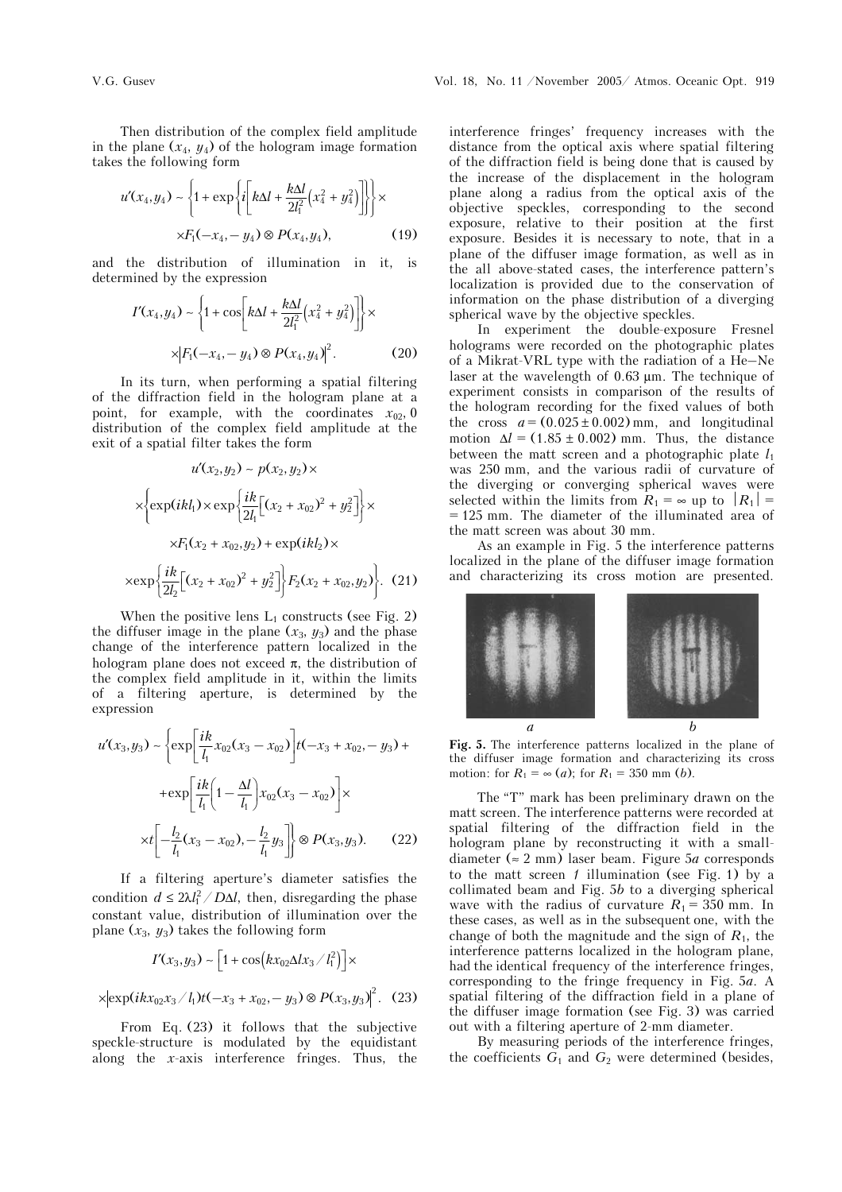Then distribution of the complex field amplitude in the plane $(x_4, y_4)$ of the hologram image formation takes the following form

$$u'(x_4,y_4) \sim \left\{1 + \exp\left\{i\left[k\Delta l + \frac{k\Delta l}{2l_1^2}\left(x_4^2 + y_4^2\right)\right]\right\}\right\}\times$$
$$\times F_1(-x_4,-y_4) \otimes P(x_4,y_4), \qquad (19)$$

and the distribution of illumination in it, is determined by the expression

$$I'(x_4,y_4) \sim \left\{1 + \cos\left[k\Delta l + \frac{k\Delta l}{2l_1^2}\left(x_4^2 + y_4^2\right)\right]\right\}\times$$
$$\times\left|F_1(-x_4,-y_4) \otimes P(x_4,y_4)\right|^2. \qquad (20)$$

In its turn, when performing a spatial filtering of the diffraction field in the hologram plane at a point, for example, with the coordinates $x_{02}$, 0 distribution of the complex field amplitude at the exit of a spatial filter takes the form

$$u'(x_2,y_2) \sim p(x_2,y_2)\times$$
$$\times\left\{\exp(ikl_1)\times\exp\left\{\frac{ik}{2l_1}\left[(x_2+x_{02})^2 + y_2^2\right]\right\}\times\right.$$
$$\times F_1(x_2+x_{02},y_2) + \exp(ikl_2)\times$$
$$\left.\times\exp\left\{\frac{ik}{2l_2}\left[(x_2+x_{02})^2 + y_2^2\right]\right\}F_2(x_2+x_{02},y_2)\right\}. \qquad (21)$$

When the positive lens $L_1$ constructs (see Fig. 2) the diffuser image in the plane $(x_3, y_3)$ and the phase change of the interference pattern localized in the hologram plane does not exceed $\pi$, the distribution of the complex field amplitude in it, within the limits of a filtering aperture, is determined by the expression

$$u'(x_3,y_3) \sim \left\{\exp\left[\frac{ik}{l_1}x_{02}(x_3 - x_{02})\right]t(-x_3 + x_{02}, -y_3) + \right.$$
$$+\exp\left[\frac{ik}{l_1}\left(1 - \frac{\Delta l}{l_1}\right)x_{02}(x_3 - x_{02})\right]\times$$
$$\left.\times t\left[-\frac{l_2}{l_1}(x_3 - x_{02}), -\frac{l_2}{l_1}y_3\right]\right\} \otimes P(x_3,y_3). \qquad (22)$$

If a filtering aperture's diameter satisfies the condition $d \le 2\lambda l_1^2 / D\Delta l$, then, disregarding the phase constant value, distribution of illumination over the plane $(x_3, y_3)$ takes the following form

$$I'(x_3,y_3) \sim \left[1 + \cos\left(kx_{02}\Delta l x_3 / l_1^2\right)\right]\times$$
$$\times\left|\exp(ikx_{02}x_3/l_1)t(-x_3 + x_{02}, -y_3) \otimes P(x_3,y_3)\right|^2. \qquad (23)$$

From Eq. (23) it follows that the subjective speckle-structure is modulated by the equidistant along the $x$-axis interference fringes. Thus, the interference fringes' frequency increases with the distance from the optical axis where spatial filtering of the diffraction field is being done that is caused by the increase of the displacement in the hologram plane along a radius from the optical axis of the objective speckles, corresponding to the second exposure, relative to their position at the first exposure. Besides it is necessary to note, that in a plane of the diffuser image formation, as well as in the all above-stated cases, the interference pattern's localization is provided due to the conservation of information on the phase distribution of a diverging spherical wave by the objective speckles.

In experiment the double-exposure Fresnel holograms were recorded on the photographic plates of a Mikrat-VRL type with the radiation of a He–Ne laser at the wavelength of 0.63 μm. The technique of experiment consists in comparison of the results of the hologram recording for the fixed values of both the cross $a = (0.025 \pm 0.002)$ mm, and longitudinal motion $\Delta l = (1.85 \pm 0.002)$ mm. Thus, the distance between the matt screen and a photographic plate $l_1$ was 250 mm, and the various radii of curvature of the diverging or converging spherical waves were selected within the limits from $R_1 = \infty$ up to $|R_1| = 125$ mm. The diameter of the illuminated area of the matt screen was about 30 mm.

As an example in Fig. 5 the interference patterns localized in the plane of the diffuser image formation and characterizing its cross motion are presented.

**Fig. 5.** The interference patterns localized in the plane of the diffuser image formation and characterizing its cross motion: for $R_1 = \infty$ (*a*); for $R_1 = 350$ mm (*b*).

The "T" mark has been preliminary drawn on the matt screen. The interference patterns were recorded at spatial filtering of the diffraction field in the hologram plane by reconstructing it with a small-diameter (≈ 2 mm) laser beam. Figure 5*a* corresponds to the matt screen *1* illumination (see Fig. 1) by a collimated beam and Fig. 5*b* to a diverging spherical wave with the radius of curvature $R_1 = 350$ mm. In these cases, as well as in the subsequent one, with the change of both the magnitude and the sign of $R_1$, the interference patterns localized in the hologram plane, had the identical frequency of the interference fringes, corresponding to the fringe frequency in Fig. 5*a*. A spatial filtering of the diffraction field in a plane of the diffuser image formation (see Fig. 3) was carried out with a filtering aperture of 2-mm diameter.

By measuring periods of the interference fringes, the coefficients $G_1$ and $G_2$ were determined (besides,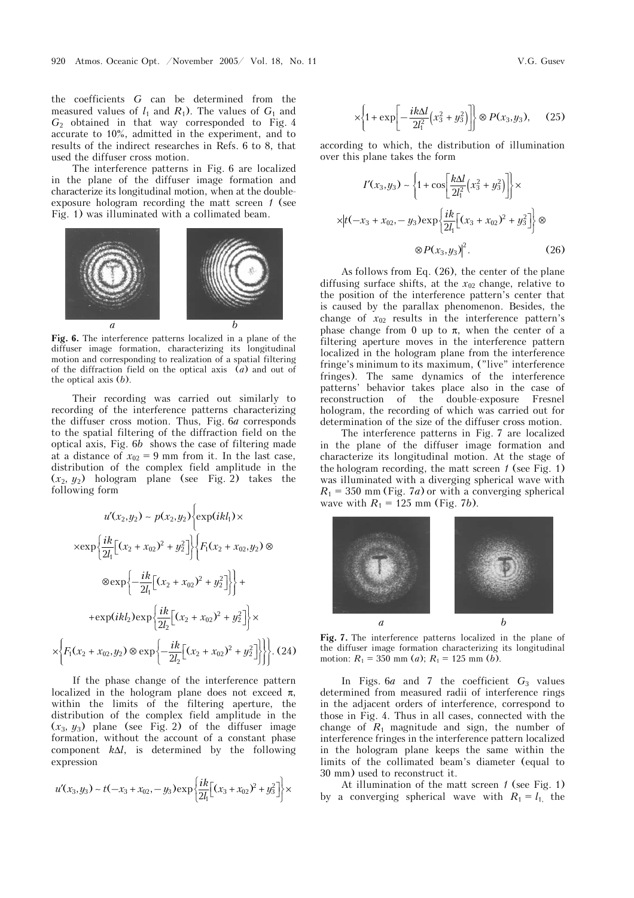the coefficients $G$ can be determined from the measured values of $l_1$ and $R_1$). The values of $G_1$ and $G_2$ obtained in that way corresponded to Fig. 4 accurate to 10%, admitted in the experiment, and to results of the indirect researches in Refs. 6 to 8, that used the diffuser cross motion.

The interference patterns in Fig. 6 are localized in the plane of the diffuser image formation and characterize its longitudinal motion, when at the double-exposure hologram recording the matt screen *1* (see Fig. 1) was illuminated with a collimated beam.

**Fig. 6.** The interference patterns localized in a plane of the diffuser image formation, characterizing its longitudinal motion and corresponding to realization of a spatial filtering of the diffraction field on the optical axis (*a*) and out of the optical axis (*b*).

Their recording was carried out similarly to recording of the interference patterns characterizing the diffuser cross motion. Thus, Fig. 6*a* corresponds to the spatial filtering of the diffraction field on the optical axis, Fig. 6*b* shows the case of filtering made at a distance of $x_{02} = 9$ mm from it. In the last case, distribution of the complex field amplitude in the $(x_2, y_2)$ hologram plane (see Fig. 2) takes the following form

$$u'(x_2,y_2) \sim p(x_2,y_2)\Bigg\{\exp(ikl_1)\times \exp\left\{\frac{ik}{2l_1}\left[(x_2+x_{02})^2+y_2^2\right]\right\}\Bigg\{F_1(x_2+x_{02},y_2)\otimes \otimes\exp\left\{-\frac{ik}{2l_1}\left[(x_2+x_{02})^2+y_2^2\right]\right\}\Bigg\}+ +\exp(ikl_2)\exp\left\{\frac{ik}{2l_2}\left[(x_2+x_{02})^2+y_2^2\right]\right\}\times \times\Bigg\{F_1(x_2+x_{02},y_2)\otimes\exp\left\{-\frac{ik}{2l_2}\left[(x_2+x_{02})^2+y_2^2\right]\right\}\Bigg\}\Bigg\}. \quad (24)$$

If the phase change of the interference pattern localized in the hologram plane does not exceed $\pi$, within the limits of the filtering aperture, the distribution of the complex field amplitude in the $(x_3, y_3)$ plane (see Fig. 2) of the diffuser image formation, without the account of a constant phase component $k\Delta l$, is determined by the following expression

$$u'(x_3,y_3) \sim t(-x_3+x_{02},-y_3)\exp\left\{\frac{ik}{2l_1}\left[(x_3+x_{02})^2+y_3^2\right]\right\}\times \times\left\{1+\exp\left[-\frac{ik\Delta l}{2l_1^2}\left(x_3^2+y_3^2\right)\right]\right\}\otimes P(x_3,y_3), \quad (25)$$

according to which, the distribution of illumination over this plane takes the form

$$I'(x_3,y_3) \sim \left\{1+\cos\left[\frac{k\Delta l}{2l_1^2}\left(x_3^2+y_3^2\right)\right]\right\}\times \times\left|t(-x_3+x_{02},-y_3)\exp\left\{\frac{ik}{2l_1}\left[(x_3+x_{02})^2+y_3^2\right]\right\}\otimes \otimes P(x_3,y_3)\right|^2. \quad (26)$$

As follows from Eq. (26), the center of the plane diffusing surface shifts, at the $x_{02}$ change, relative to the position of the interference pattern's center that is caused by the parallax phenomenon. Besides, the change of $x_{02}$ results in the interference pattern's phase change from 0 up to $\pi$, when the center of a filtering aperture moves in the interference pattern localized in the hologram plane from the interference fringe's minimum to its maximum, ("live" interference fringes). The same dynamics of the interference patterns' behavior takes place also in the case of reconstruction of the double-exposure Fresnel hologram, the recording of which was carried out for determination of the size of the diffuser cross motion.

The interference patterns in Fig. 7 are localized in the plane of the diffuser image formation and characterize its longitudinal motion. At the stage of the hologram recording, the matt screen *1* (see Fig. 1) was illuminated with a diverging spherical wave with $R_1 = 350$ mm (Fig. 7*a*) or with a converging spherical wave with $R_1 = 125$ mm (Fig. 7*b*).

**Fig. 7.** The interference patterns localized in the plane of the diffuser image formation characterizing its longitudinal motion: $R_1 = 350$ mm (*a*); $R_1 = 125$ mm (*b*).

In Figs. 6*a* and 7 the coefficient $G_3$ values determined from measured radii of interference rings in the adjacent orders of interference, correspond to those in Fig. 4. Thus in all cases, connected with the change of $R_1$ magnitude and sign, the number of interference fringes in the interference pattern localized in the hologram plane keeps the same within the limits of the collimated beam's diameter (equal to 30 mm) used to reconstruct it.

At illumination of the matt screen *1* (see Fig. 1) by a converging spherical wave with $R_1 = l_1$, the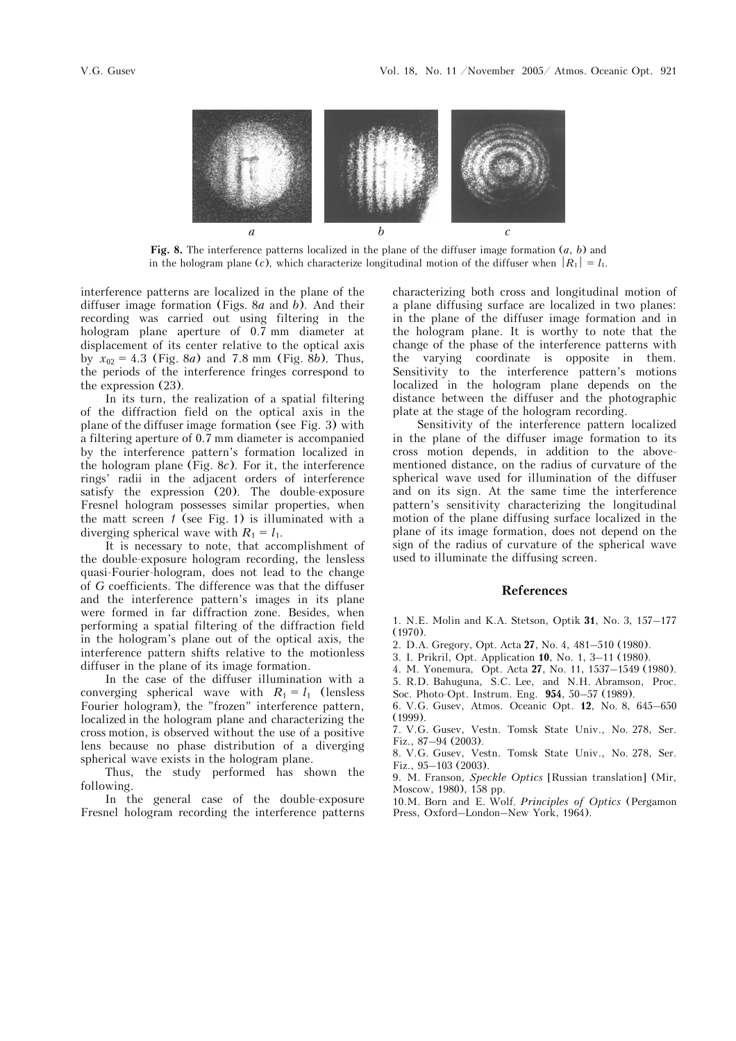*a* *b* *c*

**Fig. 8.** The interference patterns localized in the plane of the diffuser image formation (*a*, *b*) and in the hologram plane (*c*), which characterize longitudinal motion of the diffuser when $|R_1| = l_1$.

interference patterns are localized in the plane of the diffuser image formation (Figs. 8*a* and *b*). And their recording was carried out using filtering in the hologram plane aperture of 0.7 mm diameter at displacement of its center relative to the optical axis by $x_{02} = 4.3$ (Fig. 8*a*) and 7.8 mm (Fig. 8*b*). Thus, the periods of the interference fringes correspond to the expression (23).

In its turn, the realization of a spatial filtering of the diffraction field on the optical axis in the plane of the diffuser image formation (see Fig. 3) with a filtering aperture of 0.7 mm diameter is accompanied by the interference pattern's formation localized in the hologram plane (Fig. 8*c*). For it, the interference rings' radii in the adjacent orders of interference satisfy the expression (20). The double-exposure Fresnel hologram possesses similar properties, when the matt screen *1* (see Fig. 1) is illuminated with a diverging spherical wave with $R_1 = l_1$.

It is necessary to note, that accomplishment of the double-exposure hologram recording, the lensless quasi-Fourier-hologram, does not lead to the change of *G* coefficients. The difference was that the diffuser and the interference pattern's images in its plane were formed in far diffraction zone. Besides, when performing a spatial filtering of the diffraction field in the hologram's plane out of the optical axis, the interference pattern shifts relative to the motionless diffuser in the plane of its image formation.

In the case of the diffuser illumination with a converging spherical wave with $R_1 = l_1$ (lensless Fourier hologram), the "frozen" interference pattern, localized in the hologram plane and characterizing the cross motion, is observed without the use of a positive lens because no phase distribution of a diverging spherical wave exists in the hologram plane.

Thus, the study performed has shown the following.

In the general case of the double-exposure Fresnel hologram recording the interference patterns characterizing both cross and longitudinal motion of a plane diffusing surface are localized in two planes: in the plane of the diffuser image formation and in the hologram plane. It is worthy to note that the change of the phase of the interference patterns with the varying coordinate is opposite in them. Sensitivity to the interference pattern's motions localized in the hologram plane depends on the distance between the diffuser and the photographic plate at the stage of the hologram recording.

Sensitivity of the interference pattern localized in the plane of the diffuser image formation to its cross motion depends, in addition to the above-mentioned distance, on the radius of curvature of the spherical wave used for illumination of the diffuser and on its sign. At the same time the interference pattern's sensitivity characterizing the longitudinal motion of the plane diffusing surface localized in the plane of its image formation, does not depend on the sign of the radius of curvature of the spherical wave used to illuminate the diffusing screen.

## References

1. N.E. Molin and K.A. Stetson, Optik **31**, No. 3, 157–177 (1970).
2. D.A. Gregory, Opt. Acta **27**, No. 4, 481–510 (1980).
3. I. Prikril, Opt. Application **10**, No. 1, 3–11 (1980).
4. M. Yonemura, Opt. Acta **27**, No. 11, 1537–1549 (1980).
5. R.D. Bahuguna, S.C. Lee, and N.H. Abramson, Proc. Soc. Photo-Opt. Instrum. Eng. **954**, 50–57 (1989).
6. V.G. Gusev, Atmos. Oceanic Opt. **12**, No. 8, 645–650 (1999).
7. V.G. Gusev, Vestn. Tomsk State Univ., No. 278, Ser. Fiz., 87–94 (2003).
8. V.G. Gusev, Vestn. Tomsk State Univ., No. 278, Ser. Fiz., 95–103 (2003).
9. M. Franson, *Speckle Optics* [Russian translation] (Mir, Moscow, 1980), 158 pp.
10. M. Born and E. Wolf, *Principles of Optics* (Pergamon Press, Oxford–London–New York, 1964).